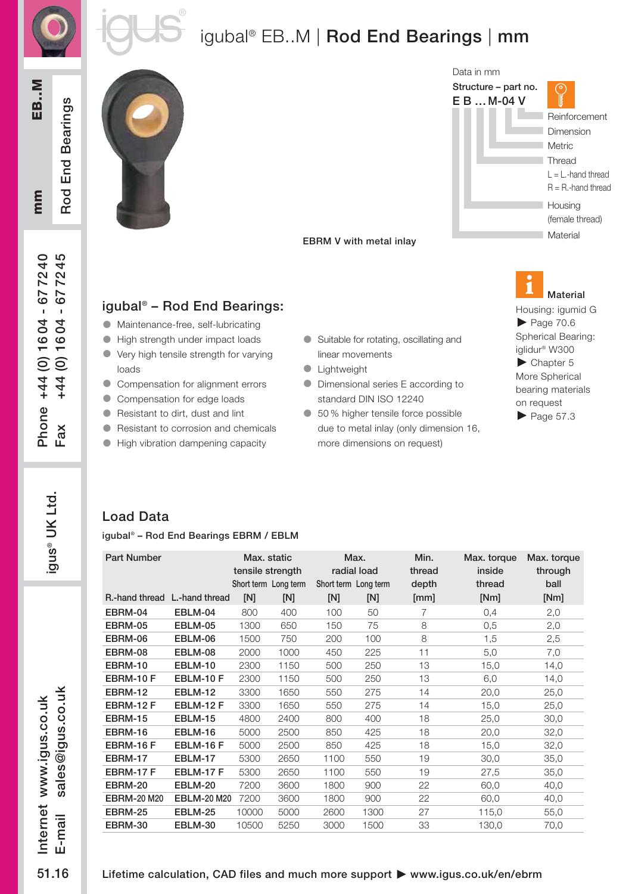# igubal® EB..M | Rod End Bearings | mm

EBRM V with metal inlay

Data in mm

**Structure – part no.**

**E B … M-04 V**

- Reinforcement
- Dimension
- Metric
- Thread
  - L = L.-hand thread
  - R = R.-hand thread
- Housing (female thread)
- Material

## igubal® – Rod End Bearings:

- Maintenance-free, self-lubricating
- High strength under impact loads
- Very high tensile strength for varying loads
- Compensation for alignment errors
- Compensation for edge loads
- Resistant to dirt, dust and lint
- Resistant to corrosion and chemicals
- High vibration dampening capacity
- Suitable for rotating, oscillating and linear movements
- Lightweight
- Dimensional series E according to standard DIN ISO 12240
- 50 % higher tensile force possible due to metal inlay (only dimension 16, more dimensions on request)

**Material**

Housing: igumid G
▶ Page 70.6
Spherical Bearing: iglidur® W300
▶ Chapter 5
More Spherical bearing materials on request
▶ Page 57.3

## Load Data

igubal® – Rod End Bearings EBRM / EBLM

| Part Number | | Max. static tensile strength | | Max. radial load | | Min. thread depth | Max. torque inside thread | Max. torque through ball |
|---|---|---|---|---|---|---|---|---|
| | | Short term | Long term | Short term | Long term | | | |
| R.-hand thread | L.-hand thread | [N] | [N] | [N] | [N] | [mm] | [Nm] | [Nm] |
| **EBRM-04** | **EBLM-04** | 800 | 400 | 100 | 50 | 7 | 0,4 | 2,0 |
| **EBRM-05** | **EBLM-05** | 1300 | 650 | 150 | 75 | 8 | 0,5 | 2,0 |
| **EBRM-06** | **EBLM-06** | 1500 | 750 | 200 | 100 | 8 | 1,5 | 2,5 |
| **EBRM-08** | **EBLM-08** | 2000 | 1000 | 450 | 225 | 11 | 5,0 | 7,0 |
| **EBRM-10** | **EBLM-10** | 2300 | 1150 | 500 | 250 | 13 | 15,0 | 14,0 |
| **EBRM-10 F** | **EBLM-10 F** | 2300 | 1150 | 500 | 250 | 13 | 6,0 | 14,0 |
| **EBRM-12** | **EBLM-12** | 3300 | 1650 | 550 | 275 | 14 | 20,0 | 25,0 |
| **EBRM-12 F** | **EBLM-12 F** | 3300 | 1650 | 550 | 275 | 14 | 15,0 | 25,0 |
| **EBRM-15** | **EBLM-15** | 4800 | 2400 | 800 | 400 | 18 | 25,0 | 30,0 |
| **EBRM-16** | **EBLM-16** | 5000 | 2500 | 850 | 425 | 18 | 20,0 | 32,0 |
| **EBRM-16 F** | **EBLM-16 F** | 5000 | 2500 | 850 | 425 | 18 | 15,0 | 32,0 |
| **EBRM-17** | **EBLM-17** | 5300 | 2650 | 1100 | 550 | 19 | 30,0 | 35,0 |
| **EBRM-17 F** | **EBLM-17 F** | 5300 | 2650 | 1100 | 550 | 19 | 27,5 | 35,0 |
| **EBRM-20** | **EBLM-20** | 7200 | 3600 | 1800 | 900 | 22 | 60,0 | 40,0 |
| **EBRM-20 M20** | **EBLM-20 M20** | 7200 | 3600 | 1800 | 900 | 22 | 60,0 | 40,0 |
| **EBRM-25** | **EBLM-25** | 10000 | 5000 | 2600 | 1300 | 27 | 115,0 | 55,0 |
| **EBRM-30** | **EBLM-30** | 10500 | 5250 | 3000 | 1500 | 33 | 130,0 | 70,0 |

**Lifetime calculation, CAD files and much more support ▶ www.igus.co.uk/en/ebrm**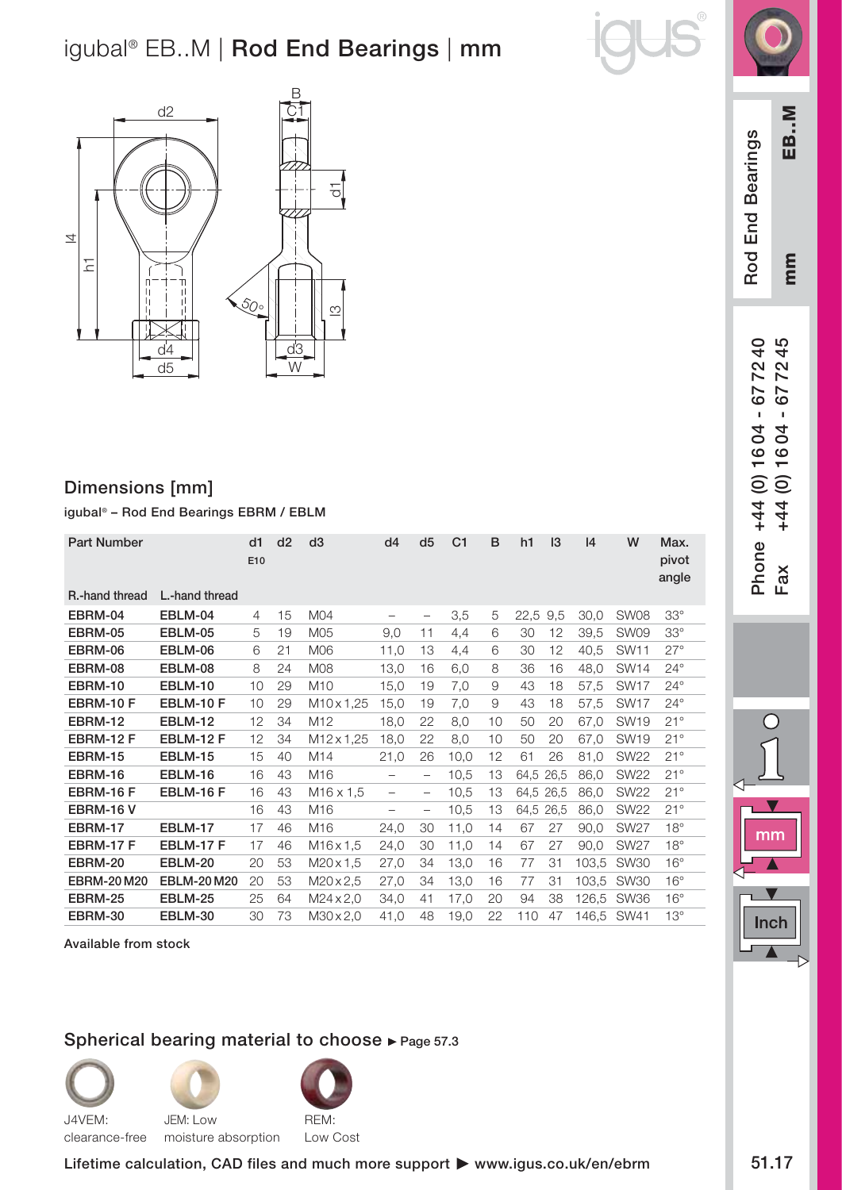# igubal® EB..M | Rod End Bearings | mm

d2

B

C1

d1

l4

h1

50°

l3

d4

d5

d3

W

## Dimensions [mm]

igubal® – Rod End Bearings EBRM / EBLM

| Part Number | | d1 E10 | d2 | d3 | d4 | d5 | C1 | B | h1 | l3 | l4 | W | Max. pivot angle |
|---|---|---|---|---|---|---|---|---|---|---|---|---|---|
| R.-hand thread | L.-hand thread | | | | | | | | | | | | |
| EBRM-04 | EBLM-04 | 4 | 15 | M04 | – | – | 3,5 | 5 | 22,5 | 9,5 | 30,0 | SW08 | 33° |
| EBRM-05 | EBLM-05 | 5 | 19 | M05 | 9,0 | 11 | 4,4 | 6 | 30 | 12 | 39,5 | SW09 | 33° |
| EBRM-06 | EBLM-06 | 6 | 21 | M06 | 11,0 | 13 | 4,4 | 6 | 30 | 12 | 40,5 | SW11 | 27° |
| EBRM-08 | EBLM-08 | 8 | 24 | M08 | 13,0 | 16 | 6,0 | 8 | 36 | 16 | 48,0 | SW14 | 24° |
| EBRM-10 | EBLM-10 | 10 | 29 | M10 | 15,0 | 19 | 7,0 | 9 | 43 | 18 | 57,5 | SW17 | 24° |
| EBRM-10 F | EBLM-10 F | 10 | 29 | M10 x 1,25 | 15,0 | 19 | 7,0 | 9 | 43 | 18 | 57,5 | SW17 | 24° |
| EBRM-12 | EBLM-12 | 12 | 34 | M12 | 18,0 | 22 | 8,0 | 10 | 50 | 20 | 67,0 | SW19 | 21° |
| EBRM-12 F | EBLM-12 F | 12 | 34 | M12 x 1,25 | 18,0 | 22 | 8,0 | 10 | 50 | 20 | 67,0 | SW19 | 21° |
| EBRM-15 | EBLM-15 | 15 | 40 | M14 | 21,0 | 26 | 10,0 | 12 | 61 | 26 | 81,0 | SW22 | 21° |
| EBRM-16 | EBLM-16 | 16 | 43 | M16 | – | – | 10,5 | 13 | 64,5 | 26,5 | 86,0 | SW22 | 21° |
| EBRM-16 F | EBLM-16 F | 16 | 43 | M16 x 1,5 | – | – | 10,5 | 13 | 64,5 | 26,5 | 86,0 | SW22 | 21° |
| EBRM-16 V | | 16 | 43 | M16 | – | – | 10,5 | 13 | 64,5 | 26,5 | 86,0 | SW22 | 21° |
| EBRM-17 | EBLM-17 | 17 | 46 | M16 | 24,0 | 30 | 11,0 | 14 | 67 | 27 | 90,0 | SW27 | 18° |
| EBRM-17 F | EBLM-17 F | 17 | 46 | M16 x 1,5 | 24,0 | 30 | 11,0 | 14 | 67 | 27 | 90,0 | SW27 | 18° |
| EBRM-20 | EBLM-20 | 20 | 53 | M20 x 1,5 | 27,0 | 34 | 13,0 | 16 | 77 | 31 | 103,5 | SW30 | 16° |
| EBRM-20 M20 | EBLM-20 M20 | 20 | 53 | M20 x 2,5 | 27,0 | 34 | 13,0 | 16 | 77 | 31 | 103,5 | SW30 | 16° |
| EBRM-25 | EBLM-25 | 25 | 64 | M24 x 2,0 | 34,0 | 41 | 17,0 | 20 | 94 | 38 | 126,5 | SW36 | 16° |
| EBRM-30 | EBLM-30 | 30 | 73 | M30 x 2,0 | 41,0 | 48 | 19,0 | 22 | 110 | 47 | 146,5 | SW41 | 13° |

Available from stock

## Spherical bearing material to choose ► Page 57.3

J4VEM: clearance-free

JEM: Low moisture absorption

REM: Low Cost

**Lifetime calculation, CAD files and much more support ► www.igus.co.uk/en/ebrm**

Rod End Bearings EB..M mm

Phone +44 (0) 16 04 - 67 72 40
Fax +44 (0) 16 04 - 67 72 45

mm

Inch